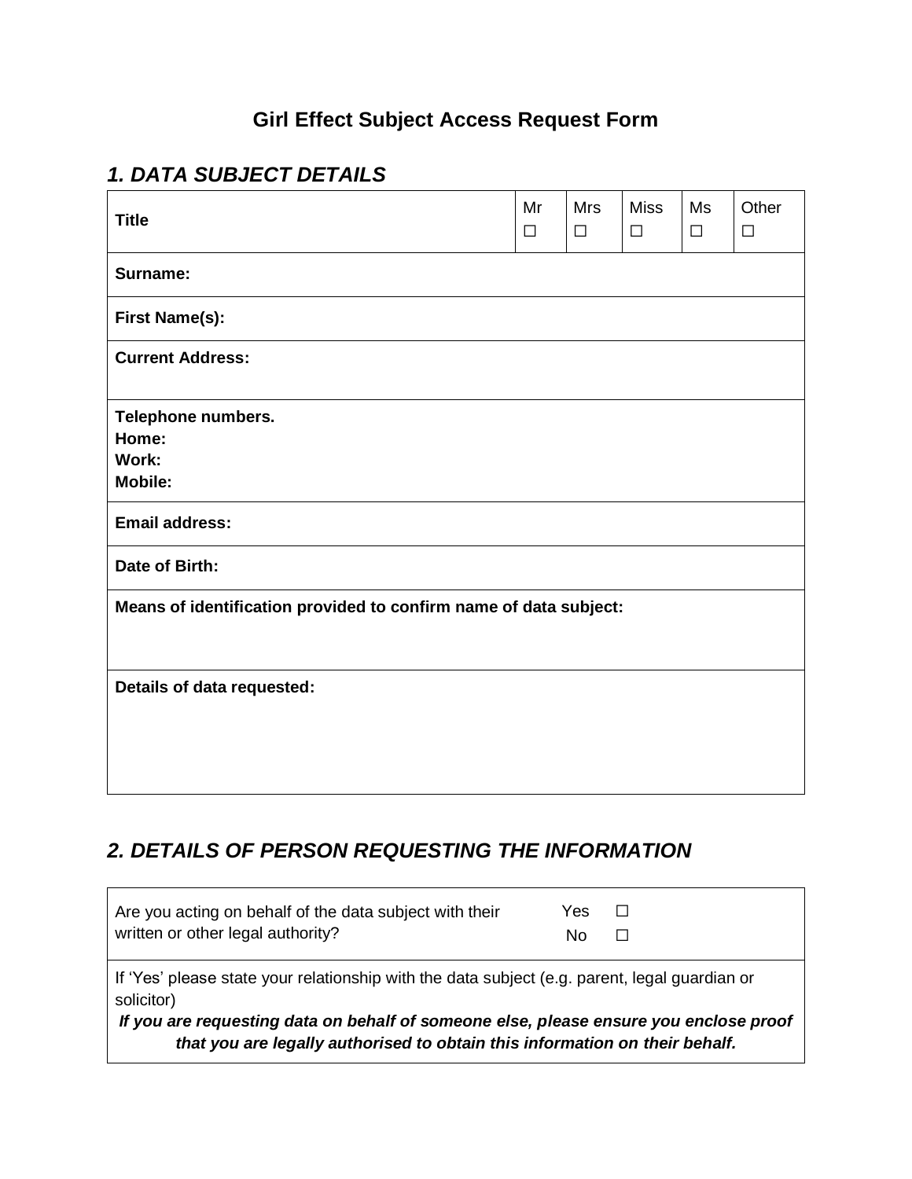# Girl Effect Subject Access Request Form

## *1. DATA SUBJECT DETAILS*

| **Title** | Mr ☐ | Mrs ☐ | Miss ☐ | Ms ☐ | Other ☐ |
|---|---|---|---|---|---|
| **Surname:** | | | | | |
| **First Name(s):** | | | | | |
| **Current Address:** | | | | | |
| **Telephone numbers.**<br>**Home:**<br>**Work:**<br>**Mobile:** | | | | | |
| **Email address:** | | | | | |
| **Date of Birth:** | | | | | |
| **Means of identification provided to confirm name of data subject:** | | | | | |
| **Details of data requested:** | | | | | |

## *2. DETAILS OF PERSON REQUESTING THE INFORMATION*

| Are you acting on behalf of the data subject with their written or other legal authority? | Yes ☐<br>No ☐ |
|---|---|
| If 'Yes' please state your relationship with the data subject (e.g. parent, legal guardian or solicitor)<br>***If you are requesting data on behalf of someone else, please ensure you enclose proof that you are legally authorised to obtain this information on their behalf.*** | |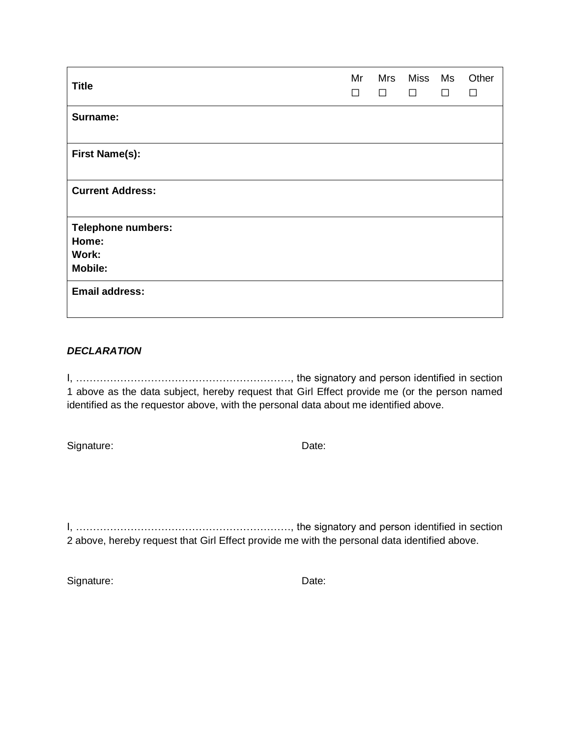| | | | | | |
|---|---|---|---|---|---|
| **Title** | Mr ☐ | Mrs ☐ | Miss ☐ | Ms ☐ | Other ☐ |
| **Surname:** | | | | | |
| **First Name(s):** | | | | | |
| **Current Address:** | | | | | |
| **Telephone numbers:**<br>**Home:**<br>**Work:**<br>**Mobile:** | | | | | |
| **Email address:** | | | | | |

***DECLARATION***

I, ………………………………………………………, the signatory and person identified in section 1 above as the data subject, hereby request that Girl Effect provide me (or the person named identified as the requestor above, with the personal data about me identified above.

Signature: Date:

I, ………………………………………………………, the signatory and person identified in section 2 above, hereby request that Girl Effect provide me with the personal data identified above.

Signature: Date: